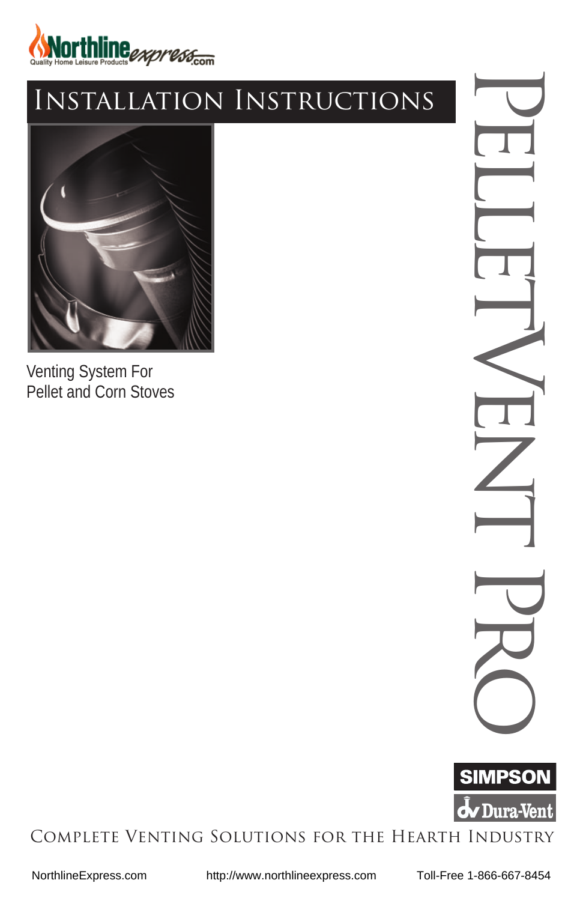Northline express.com
Quality Home Leisure Products

# Installation Instructions

# PelletVent Pro

Venting System For
Pellet and Corn Stoves

SIMPSON
Dura-Vent

Complete Venting Solutions for the Hearth Industry

NorthlineExpress.com http://www.northlineexpress.com Toll-Free 1-866-667-8454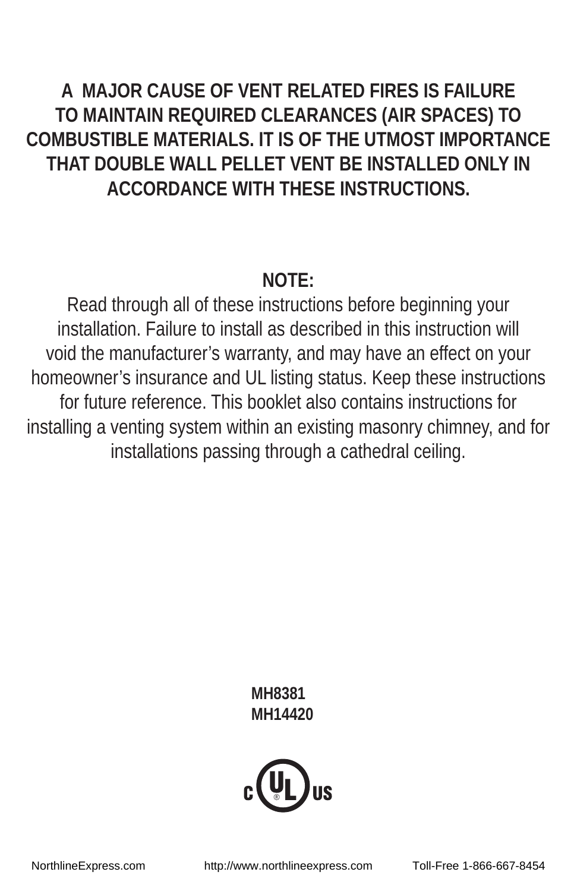**A MAJOR CAUSE OF VENT RELATED FIRES IS FAILURE TO MAINTAIN REQUIRED CLEARANCES (AIR SPACES) TO COMBUSTIBLE MATERIALS. IT IS OF THE UTMOST IMPORTANCE THAT DOUBLE WALL PELLET VENT BE INSTALLED ONLY IN ACCORDANCE WITH THESE INSTRUCTIONS.**

**NOTE:**

Read through all of these instructions before beginning your installation. Failure to install as described in this instruction will void the manufacturer's warranty, and may have an effect on your homeowner's insurance and UL listing status. Keep these instructions for future reference. This booklet also contains instructions for installing a venting system within an existing masonry chimney, and for installations passing through a cathedral ceiling.

**MH8381**
**MH14420**

C UL US

NorthlineExpress.com http://www.northlineexpress.com Toll-Free 1-866-667-8454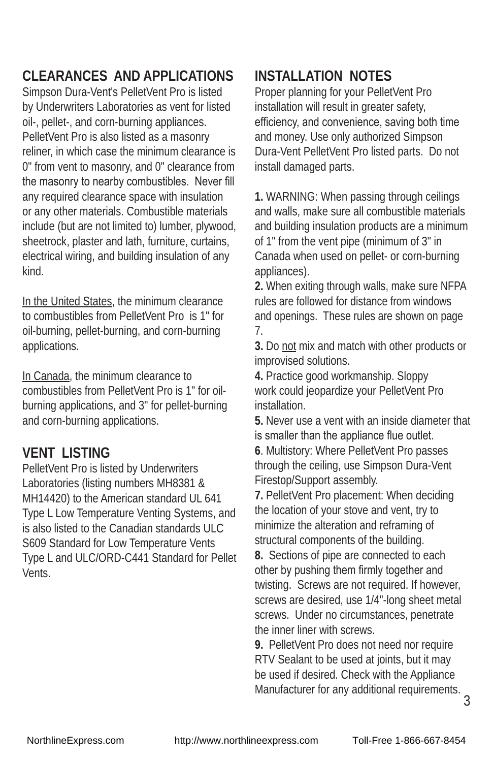## CLEARANCES AND APPLICATIONS

Simpson Dura-Vent's PelletVent Pro is listed by Underwriters Laboratories as vent for listed oil-, pellet-, and corn-burning appliances. PelletVent Pro is also listed as a masonry reliner, in which case the minimum clearance is 0" from vent to masonry, and 0" clearance from the masonry to nearby combustibles. Never fill any required clearance space with insulation or any other materials. Combustible materials include (but are not limited to) lumber, plywood, sheetrock, plaster and lath, furniture, curtains, electrical wiring, and building insulation of any kind.

<u>In the United States</u>, the minimum clearance to combustibles from PelletVent Pro is 1" for oil-burning, pellet-burning, and corn-burning applications.

<u>In Canada</u>, the minimum clearance to combustibles from PelletVent Pro is 1" for oil-burning applications, and 3" for pellet-burning and corn-burning applications.

## VENT LISTING

PelletVent Pro is listed by Underwriters Laboratories (listing numbers MH8381 & MH14420) to the American standard UL 641 Type L Low Temperature Venting Systems, and is also listed to the Canadian standards ULC S609 Standard for Low Temperature Vents Type L and ULC/ORD-C441 Standard for Pellet Vents.

## INSTALLATION NOTES

Proper planning for your PelletVent Pro installation will result in greater safety, efficiency, and convenience, saving both time and money. Use only authorized Simpson Dura-Vent PelletVent Pro listed parts. Do not install damaged parts.

**1.** WARNING: When passing through ceilings and walls, make sure all combustible materials and building insulation products are a minimum of 1" from the vent pipe (minimum of 3" in Canada when used on pellet- or corn-burning appliances).

**2.** When exiting through walls, make sure NFPA rules are followed for distance from windows and openings. These rules are shown on page 7.

**3.** Do <u>not</u> mix and match with other products or improvised solutions.

**4.** Practice good workmanship. Sloppy work could jeopardize your PelletVent Pro installation.

**5.** Never use a vent with an inside diameter that is smaller than the appliance flue outlet.

**6**. Multistory: Where PelletVent Pro passes through the ceiling, use Simpson Dura-Vent Firestop/Support assembly.

**7.** PelletVent Pro placement: When deciding the location of your stove and vent, try to minimize the alteration and reframing of structural components of the building.

**8.** Sections of pipe are connected to each other by pushing them firmly together and twisting. Screws are not required. If however, screws are desired, use 1/4"-long sheet metal screws. Under no circumstances, penetrate the inner liner with screws.

**9.** PelletVent Pro does not need nor require RTV Sealant to be used at joints, but it may be used if desired. Check with the Appliance Manufacturer for any additional requirements.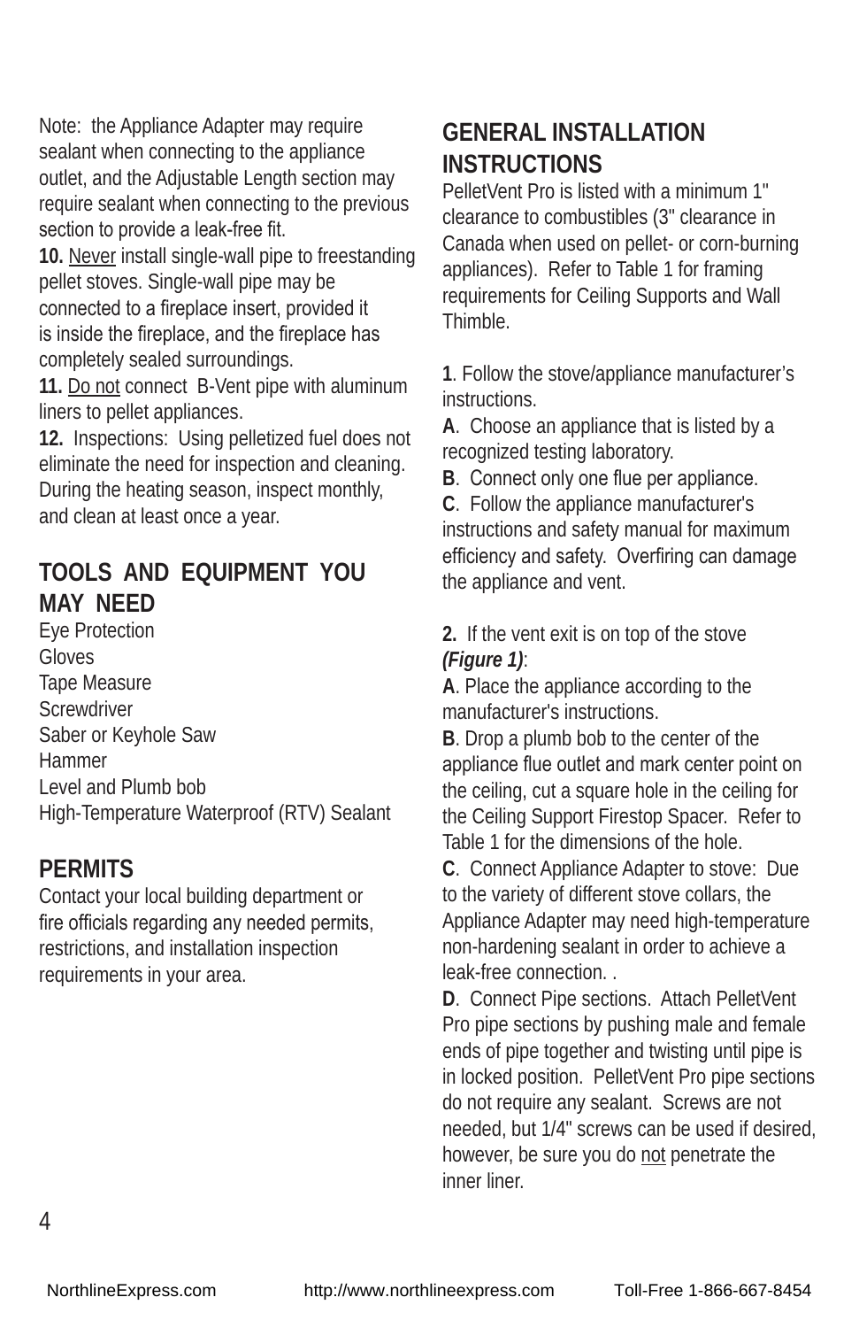Note: the Appliance Adapter may require sealant when connecting to the appliance outlet, and the Adjustable Length section may require sealant when connecting to the previous section to provide a leak-free fit.

**10.** Never install single-wall pipe to freestanding pellet stoves. Single-wall pipe may be connected to a fireplace insert, provided it is inside the fireplace, and the fireplace has completely sealed surroundings.

**11.** Do not connect B-Vent pipe with aluminum liners to pellet appliances.

**12.** Inspections: Using pelletized fuel does not eliminate the need for inspection and cleaning. During the heating season, inspect monthly, and clean at least once a year.

## TOOLS AND EQUIPMENT YOU MAY NEED

Eye Protection
Gloves
Tape Measure
Screwdriver
Saber or Keyhole Saw
Hammer
Level and Plumb bob
High-Temperature Waterproof (RTV) Sealant

## PERMITS

Contact your local building department or fire officials regarding any needed permits, restrictions, and installation inspection requirements in your area.

## GENERAL INSTALLATION INSTRUCTIONS

PelletVent Pro is listed with a minimum 1" clearance to combustibles (3" clearance in Canada when used on pellet- or corn-burning appliances). Refer to Table 1 for framing requirements for Ceiling Supports and Wall Thimble.

**1**. Follow the stove/appliance manufacturer's instructions.

**A**. Choose an appliance that is listed by a recognized testing laboratory.

**B**. Connect only one flue per appliance.

**C**. Follow the appliance manufacturer's instructions and safety manual for maximum efficiency and safety. Overfiring can damage the appliance and vent.

**2.** If the vent exit is on top of the stove ***(Figure 1)***:

**A**. Place the appliance according to the manufacturer's instructions.

**B**. Drop a plumb bob to the center of the appliance flue outlet and mark center point on the ceiling, cut a square hole in the ceiling for the Ceiling Support Firestop Spacer. Refer to Table 1 for the dimensions of the hole.

**C**. Connect Appliance Adapter to stove: Due to the variety of different stove collars, the Appliance Adapter may need high-temperature non-hardening sealant in order to achieve a leak-free connection. .

**D**. Connect Pipe sections. Attach PelletVent Pro pipe sections by pushing male and female ends of pipe together and twisting until pipe is in locked position. PelletVent Pro pipe sections do not require any sealant. Screws are not needed, but 1/4" screws can be used if desired, however, be sure you do not penetrate the inner liner.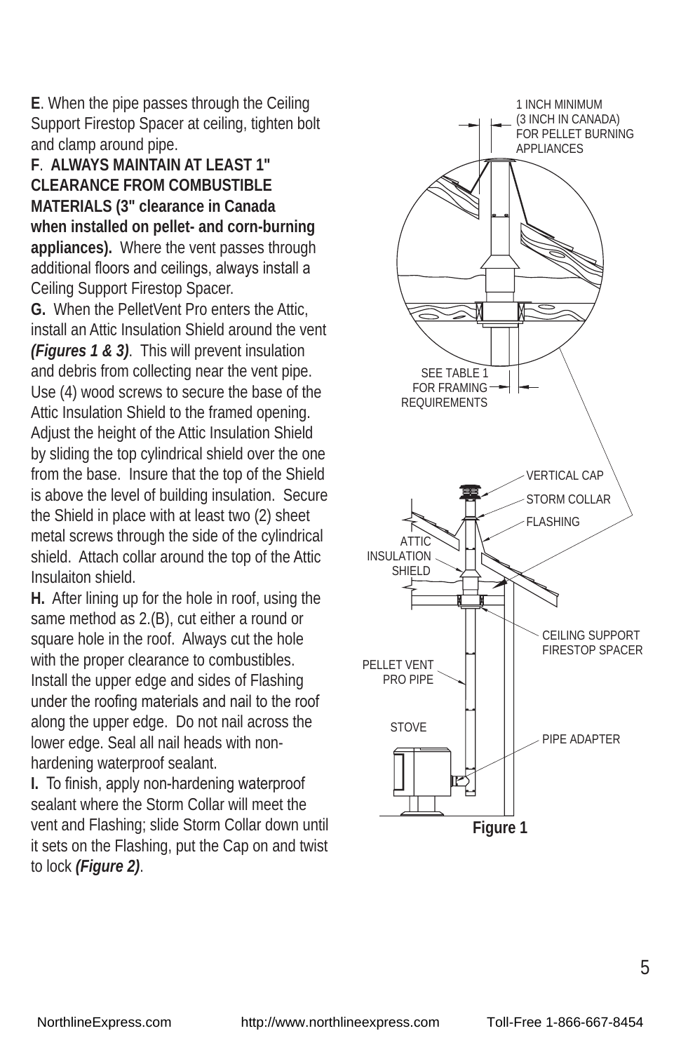**E**. When the pipe passes through the Ceiling Support Firestop Spacer at ceiling, tighten bolt and clamp around pipe.

**F**. **ALWAYS MAINTAIN AT LEAST 1" CLEARANCE FROM COMBUSTIBLE MATERIALS (3" clearance in Canada when installed on pellet- and corn-burning appliances).** Where the vent passes through additional floors and ceilings, always install a Ceiling Support Firestop Spacer.

**G.** When the PelletVent Pro enters the Attic, install an Attic Insulation Shield around the vent ***(Figures 1 & 3)***. This will prevent insulation and debris from collecting near the vent pipe. Use (4) wood screws to secure the base of the Attic Insulation Shield to the framed opening. Adjust the height of the Attic Insulation Shield by sliding the top cylindrical shield over the one from the base. Insure that the top of the Shield is above the level of building insulation. Secure the Shield in place with at least two (2) sheet metal screws through the side of the cylindrical shield. Attach collar around the top of the Attic Insulaiton shield.

**H.** After lining up for the hole in roof, using the same method as 2.(B), cut either a round or square hole in the roof. Always cut the hole with the proper clearance to combustibles. Install the upper edge and sides of Flashing under the roofing materials and nail to the roof along the upper edge. Do not nail across the lower edge. Seal all nail heads with non-hardening waterproof sealant.

**I.** To finish, apply non-hardening waterproof sealant where the Storm Collar will meet the vent and Flashing; slide Storm Collar down until it sets on the Flashing, put the Cap on and twist to lock ***(Figure 2)***.

1 INCH MINIMUM
(3 INCH IN CANADA)
FOR PELLET BURNING
APPLIANCES

SEE TABLE 1
FOR FRAMING
REQUIREMENTS

VERTICAL CAP
STORM COLLAR
FLASHING
ATTIC
INSULATION
SHIELD
CEILING SUPPORT
FIRESTOP SPACER
PELLET VENT
PRO PIPE
STOVE
PIPE ADAPTER

**Figure 1**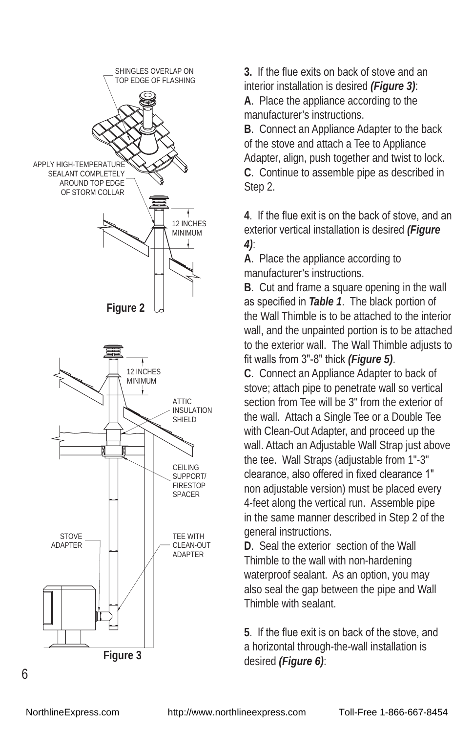SHINGLES OVERLAP ON TOP EDGE OF FLASHING

APPLY HIGH-TEMPERATURE SEALANT COMPLETELY AROUND TOP EDGE OF STORM COLLAR

12 INCHES MINIMUM

**Figure 2**

12 INCHES MINIMUM

ATTIC INSULATION SHIELD

CEILING SUPPORT/ FIRESTOP SPACER

STOVE ADAPTER

TEE WITH CLEAN-OUT ADAPTER

**Figure 3**

**3.** If the flue exits on back of stove and an interior installation is desired ***(Figure 3)***:

**A**. Place the appliance according to the manufacturer's instructions.

**B**. Connect an Appliance Adapter to the back of the stove and attach a Tee to Appliance Adapter, align, push together and twist to lock.

**C**. Continue to assemble pipe as described in Step 2.

**4**. If the flue exit is on the back of stove, and an exterior vertical installation is desired ***(Figure 4)***:

**A**. Place the appliance according to manufacturer's instructions.

**B**. Cut and frame a square opening in the wall as specified in ***Table 1***. The black portion of the Wall Thimble is to be attached to the interior wall, and the unpainted portion is to be attached to the exterior wall. The Wall Thimble adjusts to fit walls from 3"-8" thick ***(Figure 5)***.

**C**. Connect an Appliance Adapter to back of stove; attach pipe to penetrate wall so vertical section from Tee will be 3" from the exterior of the wall. Attach a Single Tee or a Double Tee with Clean-Out Adapter, and proceed up the wall. Attach an Adjustable Wall Strap just above the tee. Wall Straps (adjustable from 1"-3" clearance, also offered in fixed clearance 1" non adjustable version) must be placed every 4-feet along the vertical run. Assemble pipe in the same manner described in Step 2 of the general instructions.

**D**. Seal the exterior section of the Wall Thimble to the wall with non-hardening waterproof sealant. As an option, you may also seal the gap between the pipe and Wall Thimble with sealant.

**5**. If the flue exit is on back of the stove, and a horizontal through-the-wall installation is desired ***(Figure 6)***: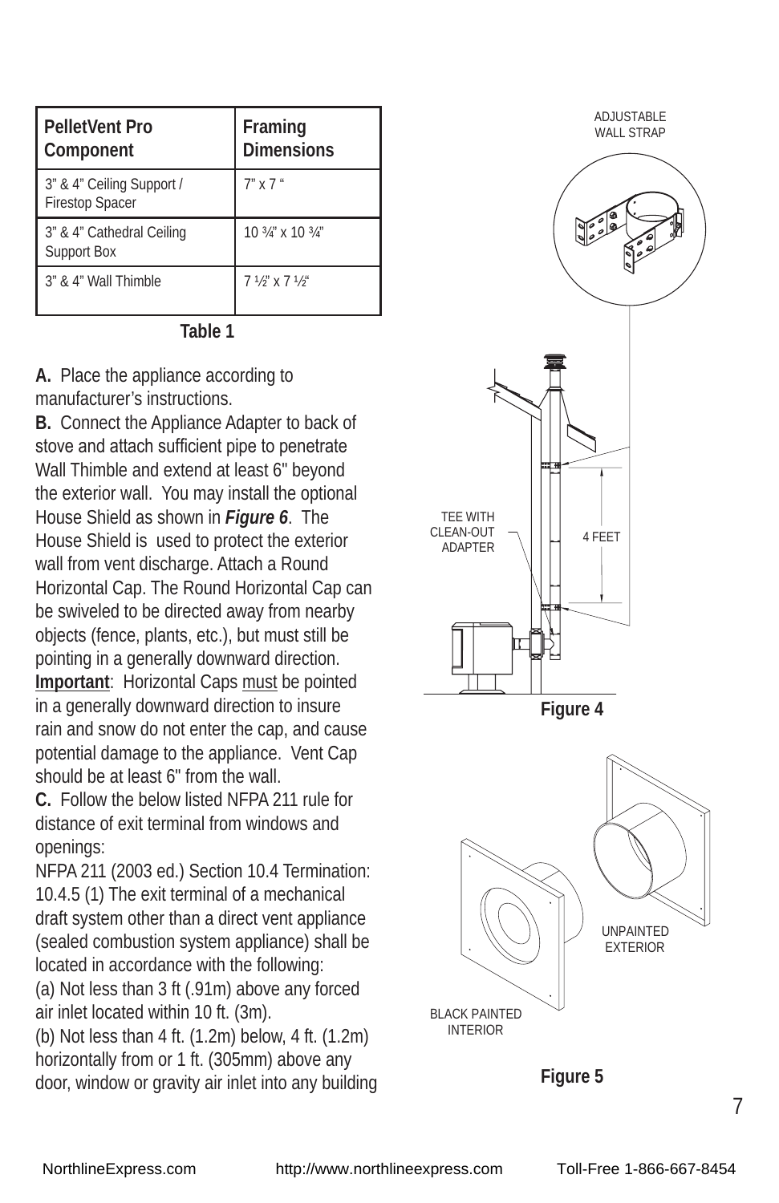| PelletVent Pro Component | Framing Dimensions |
|---|---|
| 3" & 4" Ceiling Support / Firestop Spacer | 7" x 7 " |
| 3" & 4" Cathedral Ceiling Support Box | 10 ¾" x 10 ¾" |
| 3" & 4" Wall Thimble | 7 ½" x 7 ½" |

**Table 1**

**A.** Place the appliance according to manufacturer's instructions.

**B.** Connect the Appliance Adapter to back of stove and attach sufficient pipe to penetrate Wall Thimble and extend at least 6" beyond the exterior wall. You may install the optional House Shield as shown in ***Figure 6***. The House Shield is used to protect the exterior wall from vent discharge. Attach a Round Horizontal Cap. The Round Horizontal Cap can be swiveled to be directed away from nearby objects (fence, plants, etc.), but must still be pointing in a generally downward direction.

**Important**: Horizontal Caps must be pointed in a generally downward direction to insure rain and snow do not enter the cap, and cause potential damage to the appliance. Vent Cap should be at least 6" from the wall.

**C.** Follow the below listed NFPA 211 rule for distance of exit terminal from windows and openings:

NFPA 211 (2003 ed.) Section 10.4 Termination: 10.4.5 (1) The exit terminal of a mechanical draft system other than a direct vent appliance (sealed combustion system appliance) shall be located in accordance with the following:

(a) Not less than 3 ft (.91m) above any forced air inlet located within 10 ft. (3m).

(b) Not less than 4 ft. (1.2m) below, 4 ft. (1.2m) horizontally from or 1 ft. (305mm) above any door, window or gravity air inlet into any building

ADJUSTABLE WALL STRAP

TEE WITH CLEAN-OUT ADAPTER

4 FEET

**Figure 4**

UNPAINTED EXTERIOR

BLACK PAINTED INTERIOR

**Figure 5**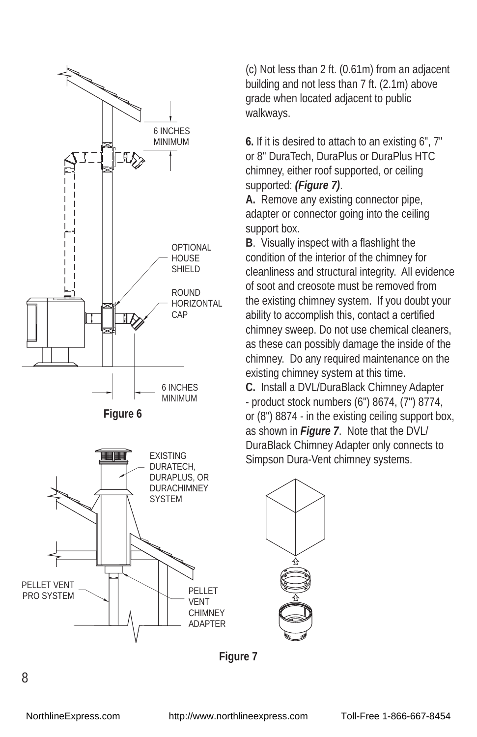6 INCHES MINIMUM

OPTIONAL HOUSE SHIELD

ROUND HORIZONTAL CAP

6 INCHES MINIMUM

**Figure 6**

EXISTING DURATECH, DURAPLUS, OR DURACHIMNEY SYSTEM

PELLET VENT PRO SYSTEM

PELLET VENT CHIMNEY ADAPTER

**Figure 7**

(c) Not less than 2 ft. (0.61m) from an adjacent building and not less than 7 ft. (2.1m) above grade when located adjacent to public walkways.

**6.** If it is desired to attach to an existing 6", 7" or 8" DuraTech, DuraPlus or DuraPlus HTC chimney, either roof supported, or ceiling supported: ***(Figure 7)***.

**A.** Remove any existing connector pipe, adapter or connector going into the ceiling support box.

**B**. Visually inspect with a flashlight the condition of the interior of the chimney for cleanliness and structural integrity. All evidence of soot and creosote must be removed from the existing chimney system. If you doubt your ability to accomplish this, contact a certified chimney sweep. Do not use chemical cleaners, as these can possibly damage the inside of the chimney. Do any required maintenance on the existing chimney system at this time.

**C.** Install a DVL/DuraBlack Chimney Adapter - product stock numbers (6") 8674, (7") 8774, or (8") 8874 - in the existing ceiling support box, as shown in ***Figure 7***. Note that the DVL/DuraBlack Chimney Adapter only connects to Simpson Dura-Vent chimney systems.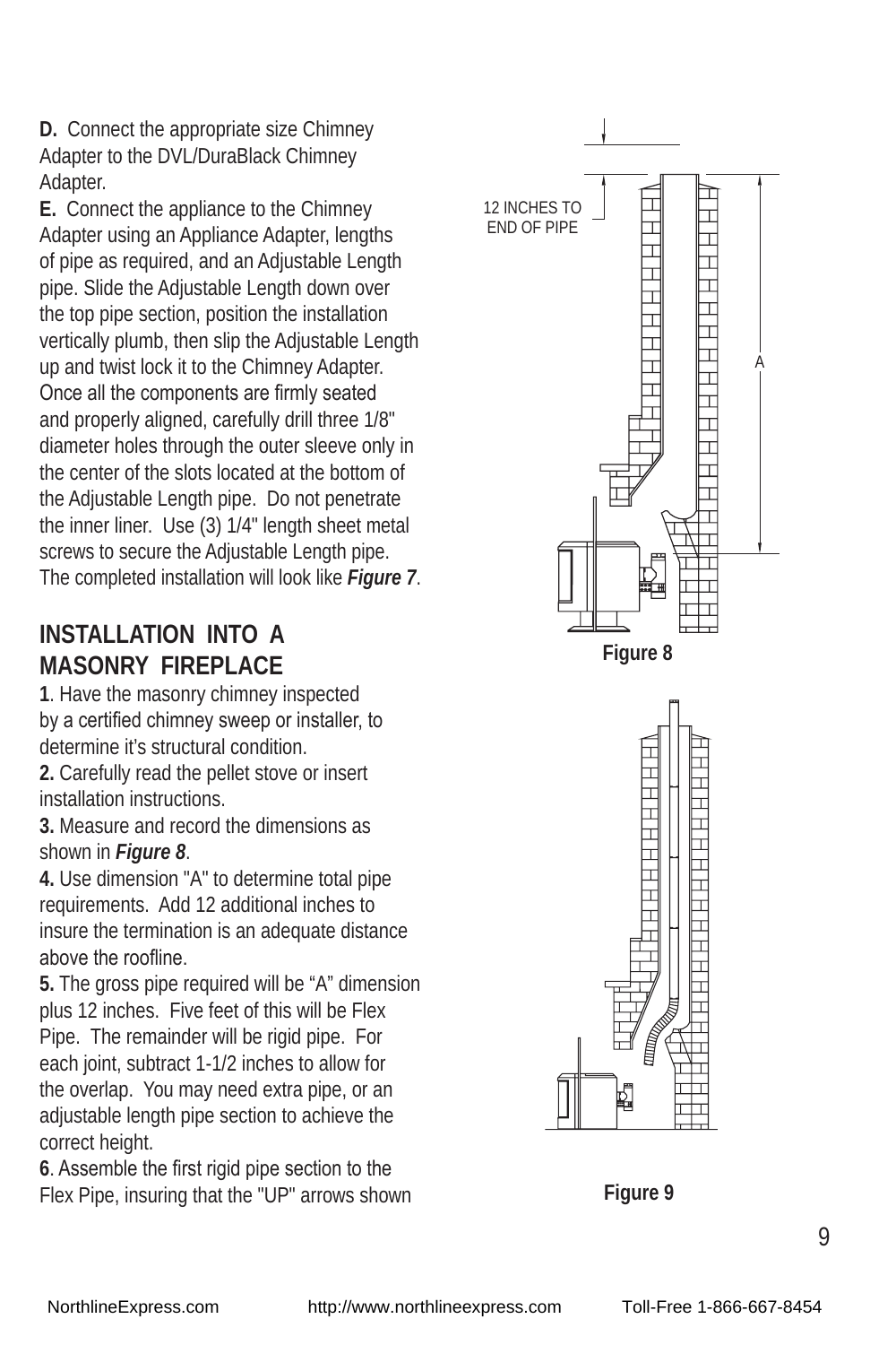**D.** Connect the appropriate size Chimney Adapter to the DVL/DuraBlack Chimney Adapter.

**E.** Connect the appliance to the Chimney Adapter using an Appliance Adapter, lengths of pipe as required, and an Adjustable Length pipe. Slide the Adjustable Length down over the top pipe section, position the installation vertically plumb, then slip the Adjustable Length up and twist lock it to the Chimney Adapter. Once all the components are firmly seated and properly aligned, carefully drill three 1/8" diameter holes through the outer sleeve only in the center of the slots located at the bottom of the Adjustable Length pipe. Do not penetrate the inner liner. Use (3) 1/4" length sheet metal screws to secure the Adjustable Length pipe. The completed installation will look like ***Figure 7***.

## INSTALLATION INTO A MASONRY FIREPLACE

**1**. Have the masonry chimney inspected by a certified chimney sweep or installer, to determine it's structural condition.

**2.** Carefully read the pellet stove or insert installation instructions.

**3.** Measure and record the dimensions as shown in ***Figure 8***.

**4.** Use dimension "A" to determine total pipe requirements. Add 12 additional inches to insure the termination is an adequate distance above the roofline.

**5.** The gross pipe required will be "A" dimension plus 12 inches. Five feet of this will be Flex Pipe. The remainder will be rigid pipe. For each joint, subtract 1-1/2 inches to allow for the overlap. You may need extra pipe, or an adjustable length pipe section to achieve the correct height.

**6**. Assemble the first rigid pipe section to the Flex Pipe, insuring that the "UP" arrows shown

12 INCHES TO END OF PIPE

A

**Figure 8**

**Figure 9**

NorthlineExpress.com http://www.northlineexpress.com Toll-Free 1-866-667-8454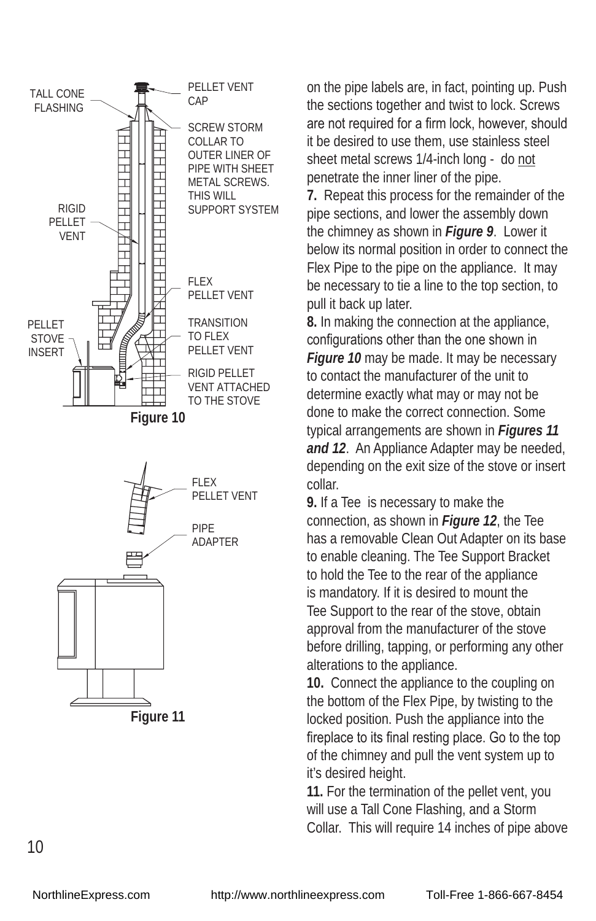TALL CONE FLASHING

PELLET VENT CAP

SCREW STORM COLLAR TO OUTER LINER OF PIPE WITH SHEET METAL SCREWS. THIS WILL SUPPORT SYSTEM

RIGID PELLET VENT

FLEX PELLET VENT

PELLET STOVE INSERT

TRANSITION TO FLEX PELLET VENT

RIGID PELLET VENT ATTACHED TO THE STOVE

**Figure 10**

FLEX PELLET VENT

PIPE ADAPTER

**Figure 11**

on the pipe labels are, in fact, pointing up. Push the sections together and twist to lock. Screws are not required for a firm lock, however, should it be desired to use them, use stainless steel sheet metal screws 1/4-inch long - do <u>not</u> penetrate the inner liner of the pipe.

**7.** Repeat this process for the remainder of the pipe sections, and lower the assembly down the chimney as shown in ***Figure 9***. Lower it below its normal position in order to connect the Flex Pipe to the pipe on the appliance. It may be necessary to tie a line to the top section, to pull it back up later.

**8.** In making the connection at the appliance, configurations other than the one shown in ***Figure 10*** may be made. It may be necessary to contact the manufacturer of the unit to determine exactly what may or may not be done to make the correct connection. Some typical arrangements are shown in ***Figures 11 and 12***. An Appliance Adapter may be needed, depending on the exit size of the stove or insert collar.

**9.** If a Tee is necessary to make the connection, as shown in ***Figure 12***, the Tee has a removable Clean Out Adapter on its base to enable cleaning. The Tee Support Bracket to hold the Tee to the rear of the appliance is mandatory. If it is desired to mount the Tee Support to the rear of the stove, obtain approval from the manufacturer of the stove before drilling, tapping, or performing any other alterations to the appliance.

**10.** Connect the appliance to the coupling on the bottom of the Flex Pipe, by twisting to the locked position. Push the appliance into the fireplace to its final resting place. Go to the top of the chimney and pull the vent system up to it's desired height.

**11.** For the termination of the pellet vent, you will use a Tall Cone Flashing, and a Storm Collar. This will require 14 inches of pipe above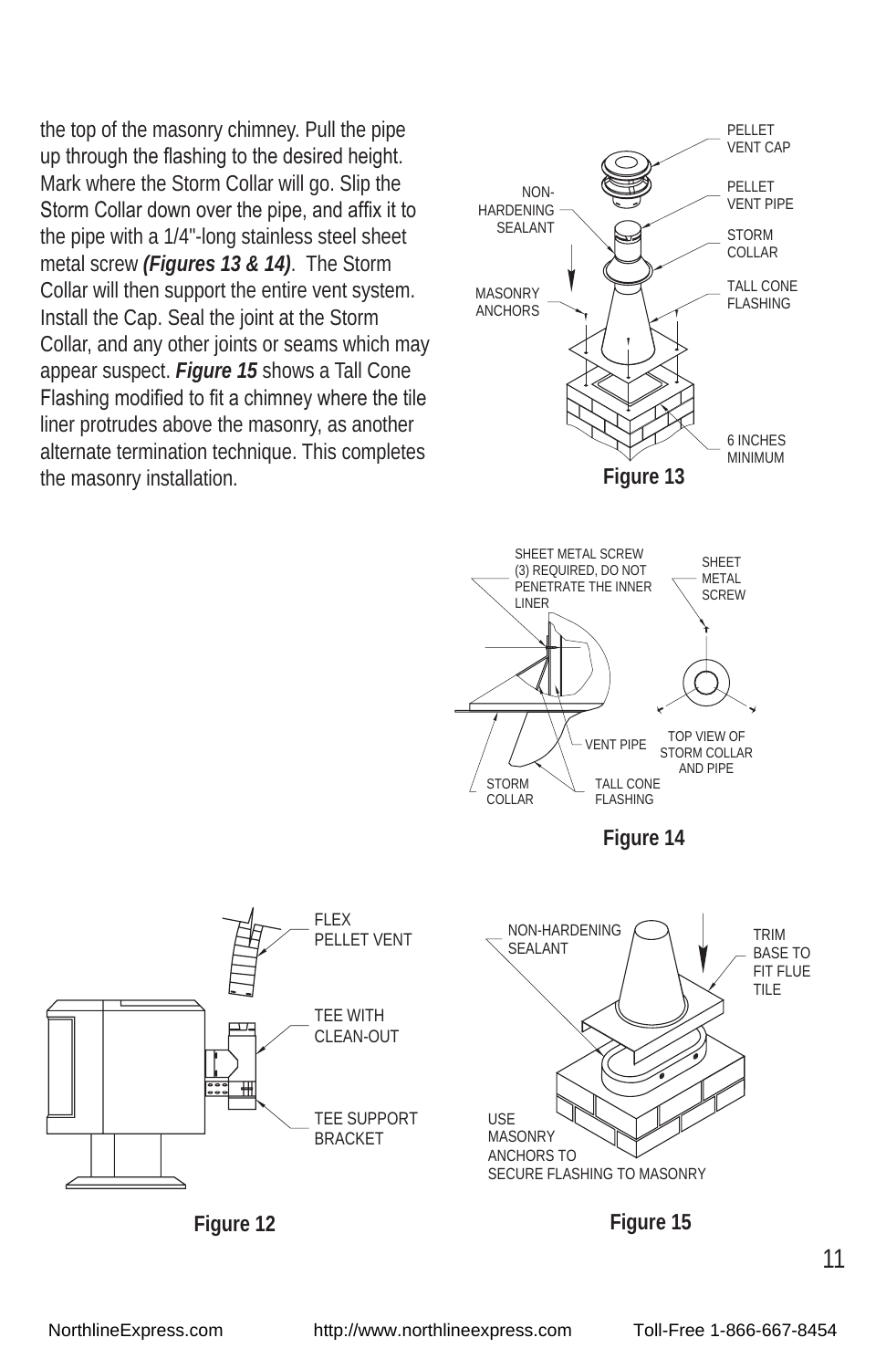the top of the masonry chimney. Pull the pipe up through the flashing to the desired height. Mark where the Storm Collar will go. Slip the Storm Collar down over the pipe, and affix it to the pipe with a 1/4"-long stainless steel sheet metal screw ***(Figures 13 & 14)***. The Storm Collar will then support the entire vent system. Install the Cap. Seal the joint at the Storm Collar, and any other joints or seams which may appear suspect. ***Figure 15*** shows a Tall Cone Flashing modified to fit a chimney where the tile liner protrudes above the masonry, as another alternate termination technique. This completes the masonry installation.

PELLET VENT CAP
PELLET VENT PIPE
NON-HARDENING SEALANT
STORM COLLAR
TALL CONE FLASHING
MASONRY ANCHORS
6 INCHES MINIMUM

**Figure 13**

SHEET METAL SCREW (3) REQUIRED, DO NOT PENETRATE THE INNER LINER
SHEET METAL SCREW
VENT PIPE
TOP VIEW OF STORM COLLAR AND PIPE
STORM COLLAR
TALL CONE FLASHING

**Figure 14**

FLEX PELLET VENT
TEE WITH CLEAN-OUT
TEE SUPPORT BRACKET

**Figure 12**

NON-HARDENING SEALANT
TRIM BASE TO FIT FLUE TILE
USE MASONRY ANCHORS TO SECURE FLASHING TO MASONRY

**Figure 15**

NorthlineExpress.com http://www.northlineexpress.com Toll-Free 1-866-667-8454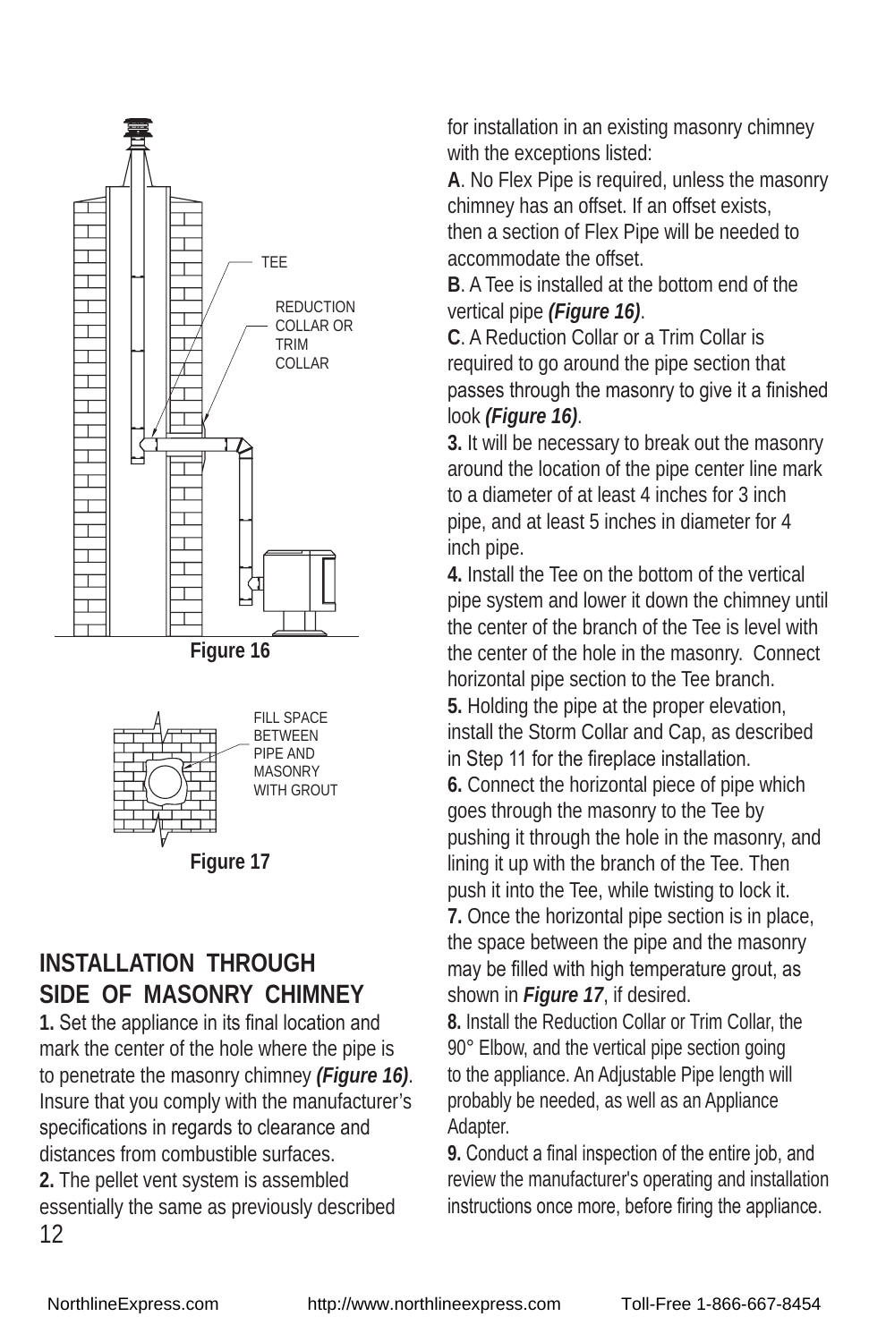TEE

REDUCTION COLLAR OR TRIM COLLAR

**Figure 16**

FILL SPACE BETWEEN PIPE AND MASONRY WITH GROUT

**Figure 17**

## INSTALLATION THROUGH SIDE OF MASONRY CHIMNEY

**1.** Set the appliance in its final location and mark the center of the hole where the pipe is to penetrate the masonry chimney ***(Figure 16)***. Insure that you comply with the manufacturer's specifications in regards to clearance and distances from combustible surfaces.

**2.** The pellet vent system is assembled essentially the same as previously described for installation in an existing masonry chimney with the exceptions listed:

**A**. No Flex Pipe is required, unless the masonry chimney has an offset. If an offset exists, then a section of Flex Pipe will be needed to accommodate the offset.

**B**. A Tee is installed at the bottom end of the vertical pipe ***(Figure 16)***.

**C**. A Reduction Collar or a Trim Collar is required to go around the pipe section that passes through the masonry to give it a finished look ***(Figure 16)***.

**3.** It will be necessary to break out the masonry around the location of the pipe center line mark to a diameter of at least 4 inches for 3 inch pipe, and at least 5 inches in diameter for 4 inch pipe.

**4.** Install the Tee on the bottom of the vertical pipe system and lower it down the chimney until the center of the branch of the Tee is level with the center of the hole in the masonry. Connect horizontal pipe section to the Tee branch.

**5.** Holding the pipe at the proper elevation, install the Storm Collar and Cap, as described in Step 11 for the fireplace installation.

**6.** Connect the horizontal piece of pipe which goes through the masonry to the Tee by pushing it through the hole in the masonry, and lining it up with the branch of the Tee. Then push it into the Tee, while twisting to lock it.

**7.** Once the horizontal pipe section is in place, the space between the pipe and the masonry may be filled with high temperature grout, as shown in ***Figure 17***, if desired.

**8.** Install the Reduction Collar or Trim Collar, the 90° Elbow, and the vertical pipe section going to the appliance. An Adjustable Pipe length will probably be needed, as well as an Appliance Adapter.

**9.** Conduct a final inspection of the entire job, and review the manufacturer's operating and installation instructions once more, before firing the appliance.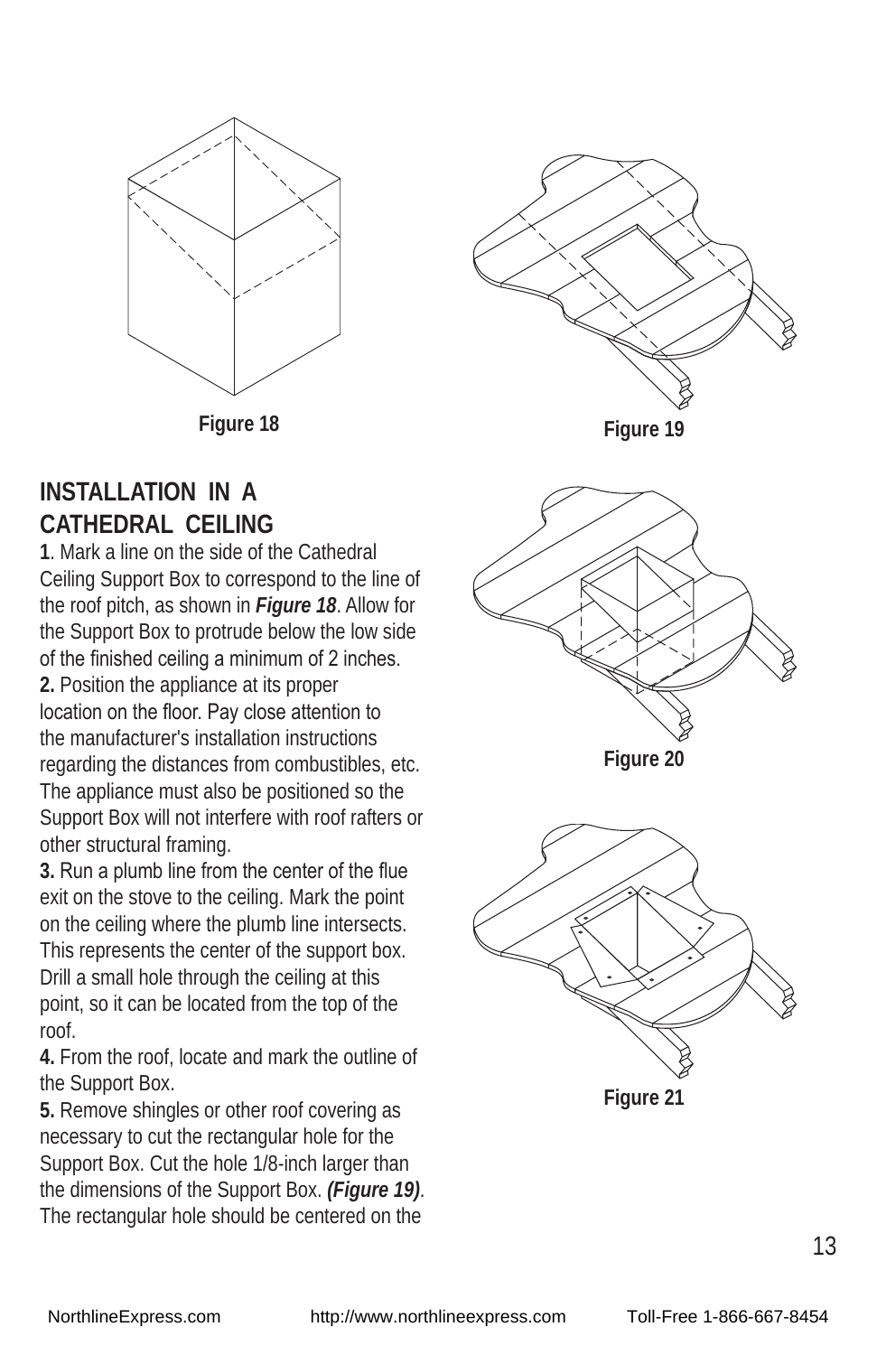Figure 18

Figure 19

## INSTALLATION IN A CATHEDRAL CEILING

**1**. Mark a line on the side of the Cathedral Ceiling Support Box to correspond to the line of the roof pitch, as shown in ***Figure 18***. Allow for the Support Box to protrude below the low side of the finished ceiling a minimum of 2 inches.

**2.** Position the appliance at its proper location on the floor. Pay close attention to the manufacturer's installation instructions regarding the distances from combustibles, etc. The appliance must also be positioned so the Support Box will not interfere with roof rafters or other structural framing.

**3.** Run a plumb line from the center of the flue exit on the stove to the ceiling. Mark the point on the ceiling where the plumb line intersects. This represents the center of the support box. Drill a small hole through the ceiling at this point, so it can be located from the top of the roof.

**4.** From the roof, locate and mark the outline of the Support Box.

**5.** Remove shingles or other roof covering as necessary to cut the rectangular hole for the Support Box. Cut the hole 1/8-inch larger than the dimensions of the Support Box. ***(Figure 19)***. The rectangular hole should be centered on the

Figure 20

Figure 21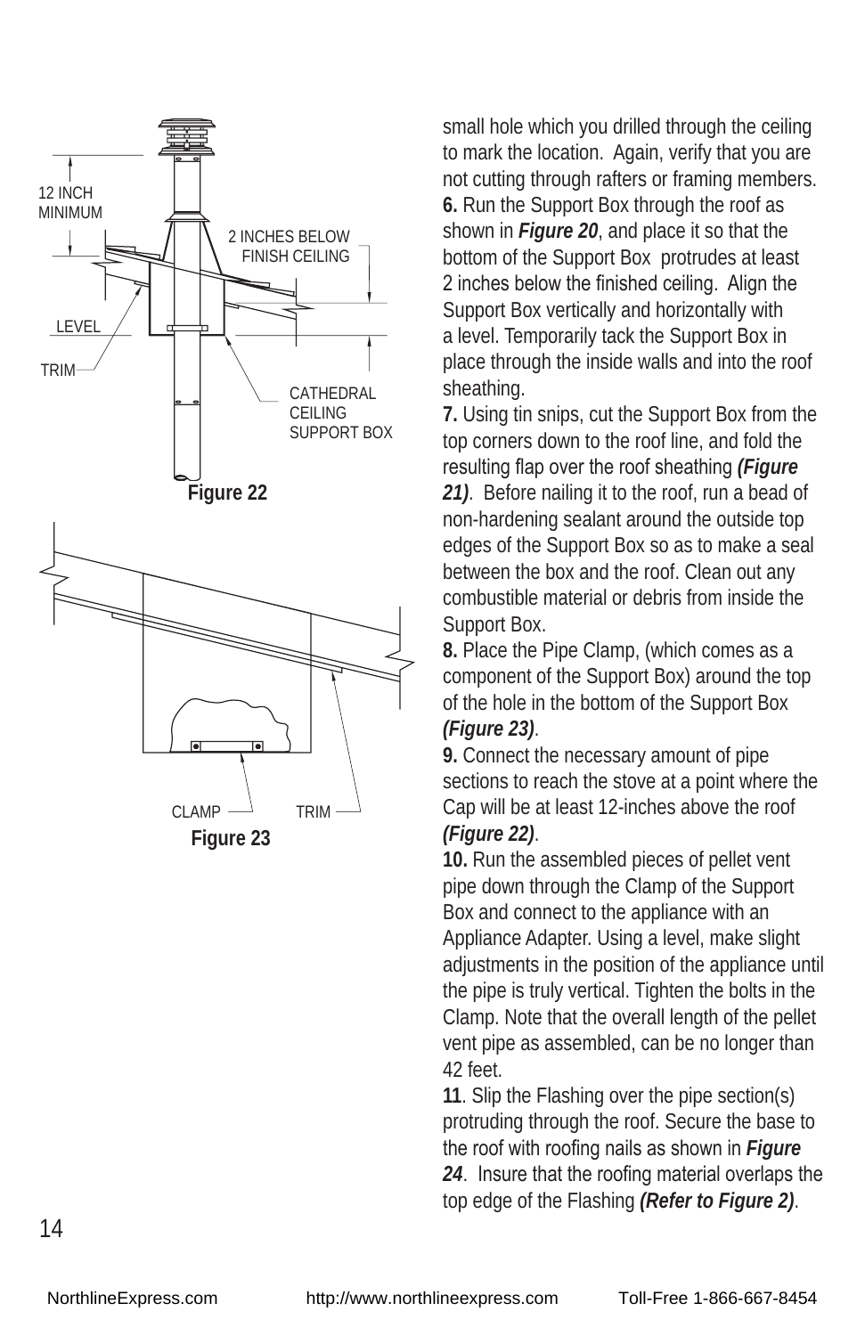12 INCH MINIMUM

2 INCHES BELOW FINISH CEILING

LEVEL

TRIM

CATHEDRAL CEILING SUPPORT BOX

**Figure 22**

CLAMP

TRIM

**Figure 23**

small hole which you drilled through the ceiling to mark the location. Again, verify that you are not cutting through rafters or framing members.

**6.** Run the Support Box through the roof as shown in ***Figure 20***, and place it so that the bottom of the Support Box protrudes at least 2 inches below the finished ceiling. Align the Support Box vertically and horizontally with a level. Temporarily tack the Support Box in place through the inside walls and into the roof sheathing.

**7.** Using tin snips, cut the Support Box from the top corners down to the roof line, and fold the resulting flap over the roof sheathing ***(Figure 21)***. Before nailing it to the roof, run a bead of non-hardening sealant around the outside top edges of the Support Box so as to make a seal between the box and the roof. Clean out any combustible material or debris from inside the Support Box.

**8.** Place the Pipe Clamp, (which comes as a component of the Support Box) around the top of the hole in the bottom of the Support Box ***(Figure 23)***.

**9.** Connect the necessary amount of pipe sections to reach the stove at a point where the Cap will be at least 12-inches above the roof ***(Figure 22)***.

**10.** Run the assembled pieces of pellet vent pipe down through the Clamp of the Support Box and connect to the appliance with an Appliance Adapter. Using a level, make slight adjustments in the position of the appliance until the pipe is truly vertical. Tighten the bolts in the Clamp. Note that the overall length of the pellet vent pipe as assembled, can be no longer than 42 feet.

**11**. Slip the Flashing over the pipe section(s) protruding through the roof. Secure the base to the roof with roofing nails as shown in ***Figure 24***. Insure that the roofing material overlaps the top edge of the Flashing ***(Refer to Figure 2)***.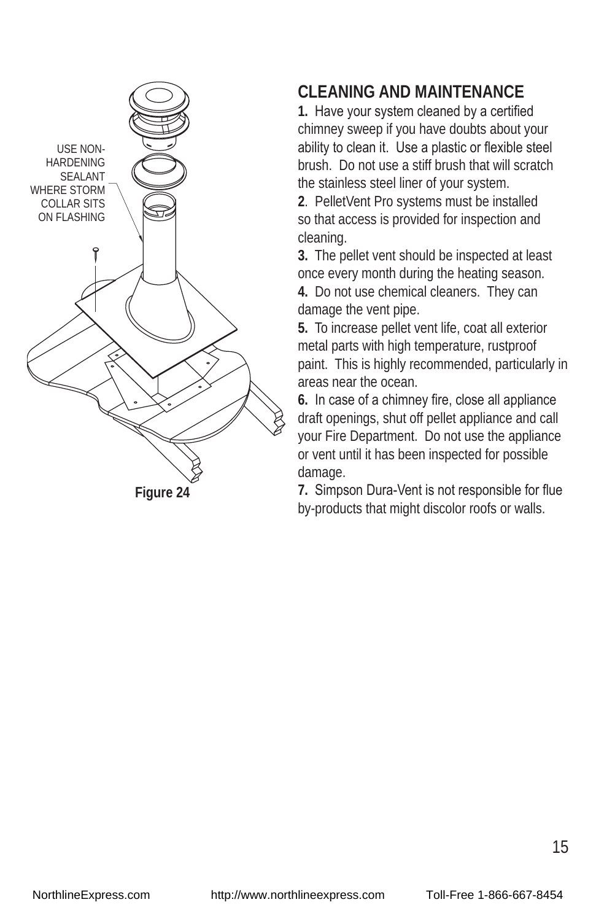USE NON-HARDENING SEALANT WHERE STORM COLLAR SITS ON FLASHING

Figure 24

## CLEANING AND MAINTENANCE

**1.** Have your system cleaned by a certified chimney sweep if you have doubts about your ability to clean it. Use a plastic or flexible steel brush. Do not use a stiff brush that will scratch the stainless steel liner of your system.

**2**. PelletVent Pro systems must be installed so that access is provided for inspection and cleaning.

**3.** The pellet vent should be inspected at least once every month during the heating season.

**4.** Do not use chemical cleaners. They can damage the vent pipe.

**5.** To increase pellet vent life, coat all exterior metal parts with high temperature, rustproof paint. This is highly recommended, particularly in areas near the ocean.

**6.** In case of a chimney fire, close all appliance draft openings, shut off pellet appliance and call your Fire Department. Do not use the appliance or vent until it has been inspected for possible damage.

**7.** Simpson Dura-Vent is not responsible for flue by-products that might discolor roofs or walls.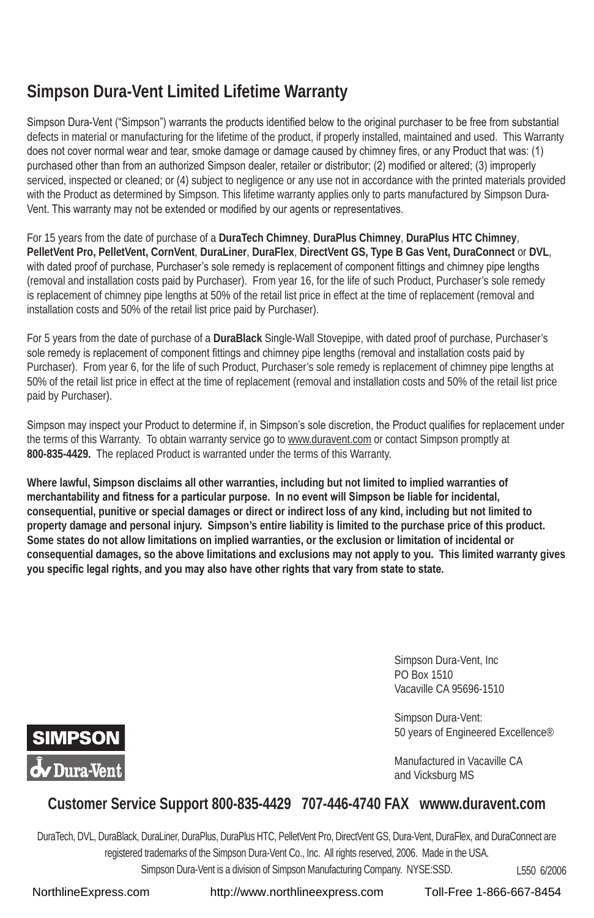# Simpson Dura-Vent Limited Lifetime Warranty

Simpson Dura-Vent ("Simpson") warrants the products identified below to the original purchaser to be free from substantial defects in material or manufacturing for the lifetime of the product, if properly installed, maintained and used. This Warranty does not cover normal wear and tear, smoke damage or damage caused by chimney fires, or any Product that was: (1) purchased other than from an authorized Simpson dealer, retailer or distributor; (2) modified or altered; (3) improperly serviced, inspected or cleaned; or (4) subject to negligence or any use not in accordance with the printed materials provided with the Product as determined by Simpson. This lifetime warranty applies only to parts manufactured by Simpson Dura-Vent. This warranty may not be extended or modified by our agents or representatives.

For 15 years from the date of purchase of a **DuraTech Chimney**, **DuraPlus Chimney**, **DuraPlus HTC Chimney**, **PelletVent Pro, PelletVent, CornVent**, **DuraLiner**, **DuraFlex**, **DirectVent GS, Type B Gas Vent, DuraConnect** or **DVL**, with dated proof of purchase, Purchaser's sole remedy is replacement of component fittings and chimney pipe lengths (removal and installation costs paid by Purchaser). From year 16, for the life of such Product, Purchaser's sole remedy is replacement of chimney pipe lengths at 50% of the retail list price in effect at the time of replacement (removal and installation costs and 50% of the retail list price paid by Purchaser).

For 5 years from the date of purchase of a **DuraBlack** Single-Wall Stovepipe, with dated proof of purchase, Purchaser's sole remedy is replacement of component fittings and chimney pipe lengths (removal and installation costs paid by Purchaser). From year 6, for the life of such Product, Purchaser's sole remedy is replacement of chimney pipe lengths at 50% of the retail list price in effect at the time of replacement (removal and installation costs and 50% of the retail list price paid by Purchaser).

Simpson may inspect your Product to determine if, in Simpson's sole discretion, the Product qualifies for replacement under the terms of this Warranty. To obtain warranty service go to www.duravent.com or contact Simpson promptly at **800-835-4429.** The replaced Product is warranted under the terms of this Warranty.

**Where lawful, Simpson disclaims all other warranties, including but not limited to implied warranties of merchantability and fitness for a particular purpose. In no event will Simpson be liable for incidental, consequential, punitive or special damages or direct or indirect loss of any kind, including but not limited to property damage and personal injury. Simpson's entire liability is limited to the purchase price of this product. Some states do not allow limitations on implied warranties, or the exclusion or limitation of incidental or consequential damages, so the above limitations and exclusions may not apply to you. This limited warranty gives you specific legal rights, and you may also have other rights that vary from state to state.**

Simpson Dura-Vent, Inc
PO Box 1510
Vacaville CA 95696-1510

Simpson Dura-Vent:
50 years of Engineered Excellence®

Manufactured in Vacaville CA
and Vicksburg MS

SIMPSON
Dura-Vent

**Customer Service Support 800-835-4429 707-446-4740 FAX wwww.duravent.com**

DuraTech, DVL, DuraBlack, DuraLiner, DuraPlus, DuraPlus HTC, PelletVent Pro, DirectVent GS, Dura-Vent, DuraFlex, and DuraConnect are registered trademarks of the Simpson Dura-Vent Co., Inc. All rights reserved, 2006. Made in the USA.
Simpson Dura-Vent is a division of Simpson Manufacturing Company. NYSE:SSD.

L550 6/2006

NorthlineExpress.com http://www.northlineexpress.com Toll-Free 1-866-667-8454